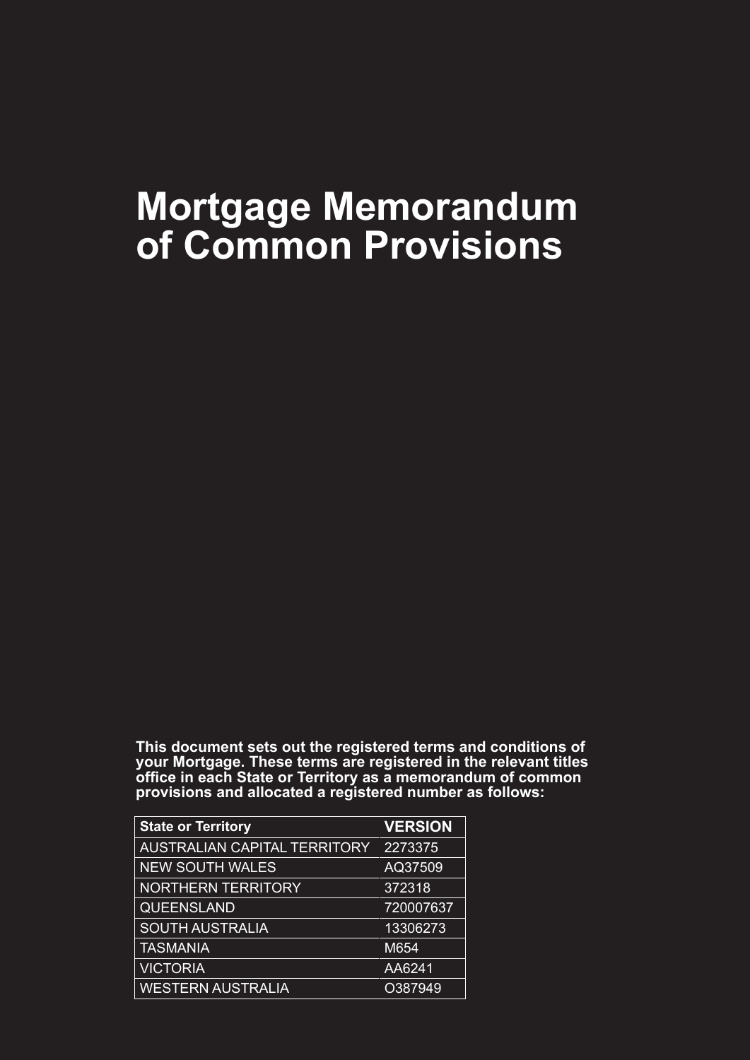# Mortgage Memorandum of Common Provisions

**This document sets out the registered terms and conditions of your Mortgage. These terms are registered in the relevant titles office in each State or Territory as a memorandum of common provisions and allocated a registered number as follows:**

| State or Territory | VERSION |
|---|---|
| AUSTRALIAN CAPITAL TERRITORY | 2273375 |
| NEW SOUTH WALES | AQ37509 |
| NORTHERN TERRITORY | 372318 |
| QUEENSLAND | 720007637 |
| SOUTH AUSTRALIA | 13306273 |
| TASMANIA | M654 |
| VICTORIA | AA6241 |
| WESTERN AUSTRALIA | O387949 |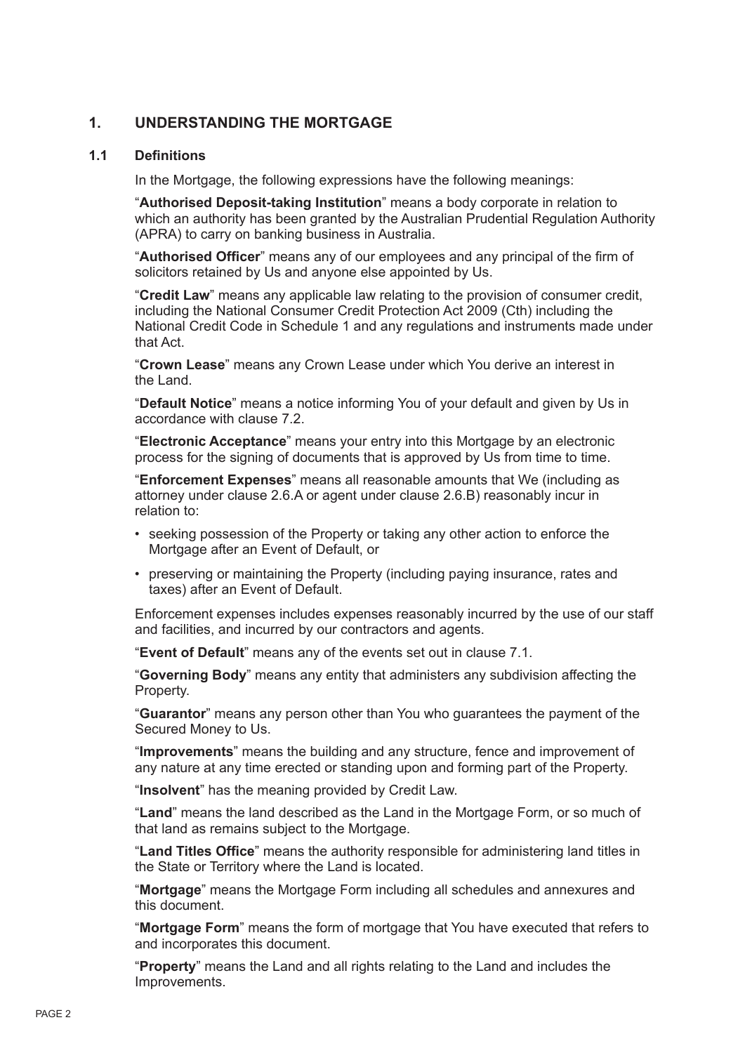## 1. UNDERSTANDING THE MORTGAGE

### 1.1 Definitions

In the Mortgage, the following expressions have the following meanings:

"**Authorised Deposit-taking Institution**" means a body corporate in relation to which an authority has been granted by the Australian Prudential Regulation Authority (APRA) to carry on banking business in Australia.

"**Authorised Officer**" means any of our employees and any principal of the firm of solicitors retained by Us and anyone else appointed by Us.

"**Credit Law**" means any applicable law relating to the provision of consumer credit, including the National Consumer Credit Protection Act 2009 (Cth) including the National Credit Code in Schedule 1 and any regulations and instruments made under that Act.

"**Crown Lease**" means any Crown Lease under which You derive an interest in the Land.

"**Default Notice**" means a notice informing You of your default and given by Us in accordance with clause 7.2.

"**Electronic Acceptance**" means your entry into this Mortgage by an electronic process for the signing of documents that is approved by Us from time to time.

"**Enforcement Expenses**" means all reasonable amounts that We (including as attorney under clause 2.6.A or agent under clause 2.6.B) reasonably incur in relation to:

- seeking possession of the Property or taking any other action to enforce the Mortgage after an Event of Default, or
- preserving or maintaining the Property (including paying insurance, rates and taxes) after an Event of Default.

Enforcement expenses includes expenses reasonably incurred by the use of our staff and facilities, and incurred by our contractors and agents.

"**Event of Default**" means any of the events set out in clause 7.1.

"**Governing Body**" means any entity that administers any subdivision affecting the Property.

"**Guarantor**" means any person other than You who guarantees the payment of the Secured Money to Us.

"**Improvements**" means the building and any structure, fence and improvement of any nature at any time erected or standing upon and forming part of the Property.

"**Insolvent**" has the meaning provided by Credit Law.

"**Land**" means the land described as the Land in the Mortgage Form, or so much of that land as remains subject to the Mortgage.

"**Land Titles Office**" means the authority responsible for administering land titles in the State or Territory where the Land is located.

"**Mortgage**" means the Mortgage Form including all schedules and annexures and this document.

"**Mortgage Form**" means the form of mortgage that You have executed that refers to and incorporates this document.

"**Property**" means the Land and all rights relating to the Land and includes the Improvements.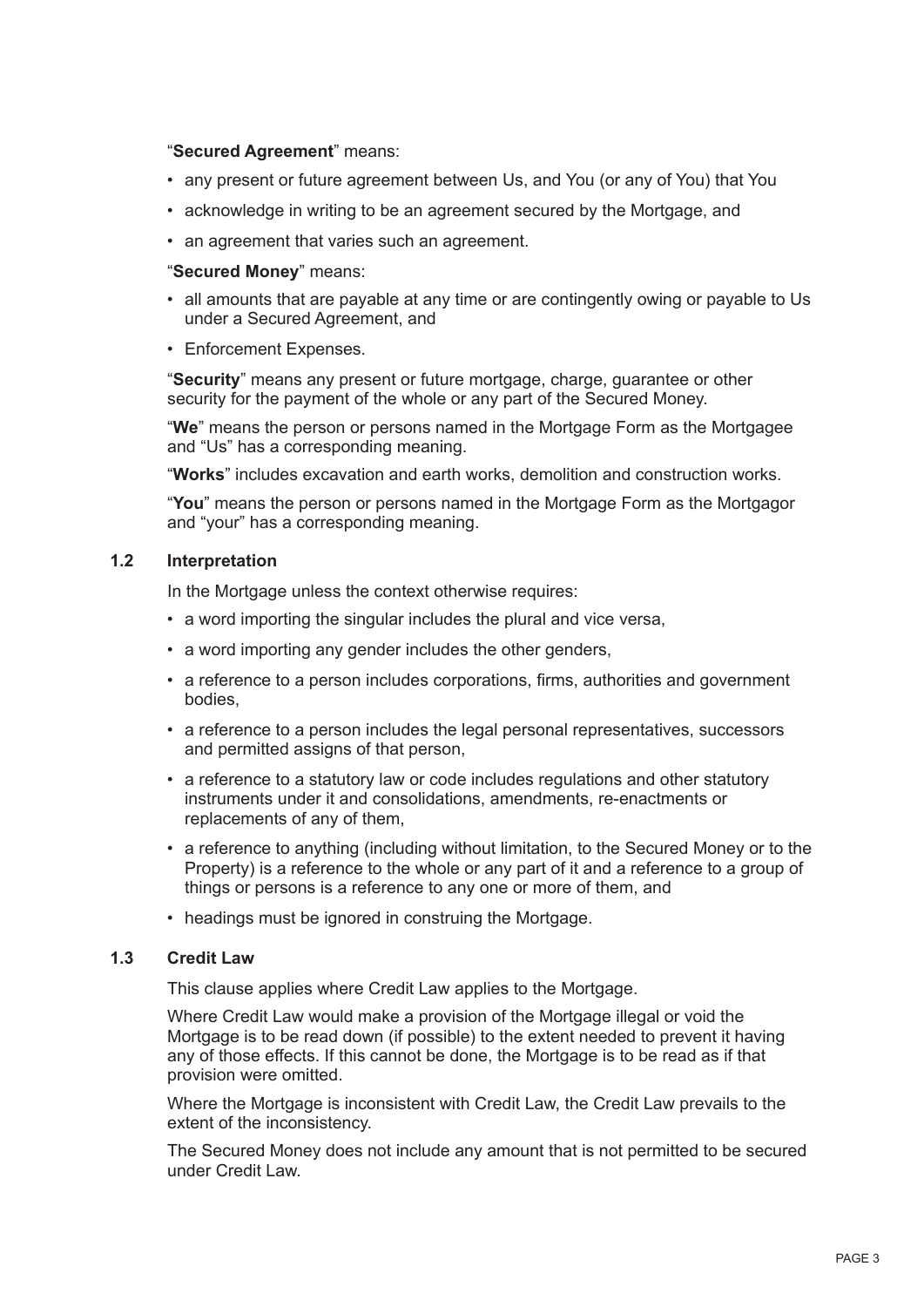"**Secured Agreement**" means:

- any present or future agreement between Us, and You (or any of You) that You
- acknowledge in writing to be an agreement secured by the Mortgage, and
- an agreement that varies such an agreement.

"**Secured Money**" means:

- all amounts that are payable at any time or are contingently owing or payable to Us under a Secured Agreement, and
- Enforcement Expenses.

"**Security**" means any present or future mortgage, charge, guarantee or other security for the payment of the whole or any part of the Secured Money.

"**We**" means the person or persons named in the Mortgage Form as the Mortgagee and "Us" has a corresponding meaning.

"**Works**" includes excavation and earth works, demolition and construction works.

"**You**" means the person or persons named in the Mortgage Form as the Mortgagor and "your" has a corresponding meaning.

### 1.2 Interpretation

In the Mortgage unless the context otherwise requires:

- a word importing the singular includes the plural and vice versa,
- a word importing any gender includes the other genders,
- a reference to a person includes corporations, firms, authorities and government bodies,
- a reference to a person includes the legal personal representatives, successors and permitted assigns of that person,
- a reference to a statutory law or code includes regulations and other statutory instruments under it and consolidations, amendments, re-enactments or replacements of any of them,
- a reference to anything (including without limitation, to the Secured Money or to the Property) is a reference to the whole or any part of it and a reference to a group of things or persons is a reference to any one or more of them, and
- headings must be ignored in construing the Mortgage.

### 1.3 Credit Law

This clause applies where Credit Law applies to the Mortgage.

Where Credit Law would make a provision of the Mortgage illegal or void the Mortgage is to be read down (if possible) to the extent needed to prevent it having any of those effects. If this cannot be done, the Mortgage is to be read as if that provision were omitted.

Where the Mortgage is inconsistent with Credit Law, the Credit Law prevails to the extent of the inconsistency.

The Secured Money does not include any amount that is not permitted to be secured under Credit Law.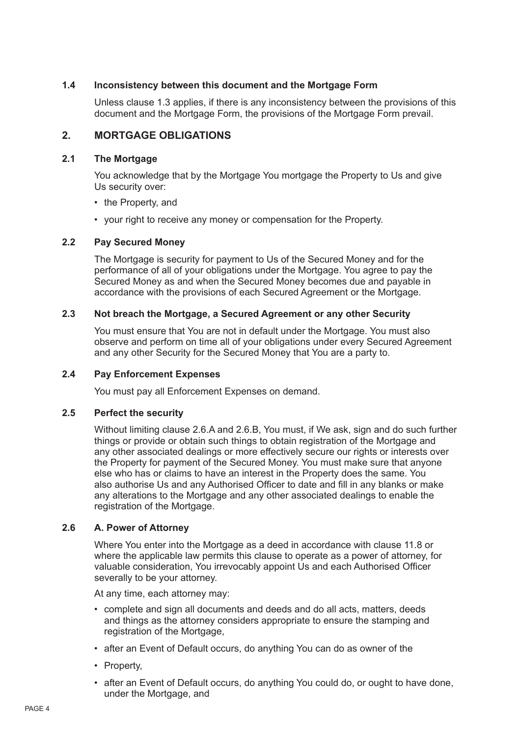### 1.4 Inconsistency between this document and the Mortgage Form

Unless clause 1.3 applies, if there is any inconsistency between the provisions of this document and the Mortgage Form, the provisions of the Mortgage Form prevail.

## 2. MORTGAGE OBLIGATIONS

### 2.1 The Mortgage

You acknowledge that by the Mortgage You mortgage the Property to Us and give Us security over:

- the Property, and
- your right to receive any money or compensation for the Property.

### 2.2 Pay Secured Money

The Mortgage is security for payment to Us of the Secured Money and for the performance of all of your obligations under the Mortgage. You agree to pay the Secured Money as and when the Secured Money becomes due and payable in accordance with the provisions of each Secured Agreement or the Mortgage.

### 2.3 Not breach the Mortgage, a Secured Agreement or any other Security

You must ensure that You are not in default under the Mortgage. You must also observe and perform on time all of your obligations under every Secured Agreement and any other Security for the Secured Money that You are a party to.

### 2.4 Pay Enforcement Expenses

You must pay all Enforcement Expenses on demand.

### 2.5 Perfect the security

Without limiting clause 2.6.A and 2.6.B, You must, if We ask, sign and do such further things or provide or obtain such things to obtain registration of the Mortgage and any other associated dealings or more effectively secure our rights or interests over the Property for payment of the Secured Money. You must make sure that anyone else who has or claims to have an interest in the Property does the same. You also authorise Us and any Authorised Officer to date and fill in any blanks or make any alterations to the Mortgage and any other associated dealings to enable the registration of the Mortgage.

### 2.6 A. Power of Attorney

Where You enter into the Mortgage as a deed in accordance with clause 11.8 or where the applicable law permits this clause to operate as a power of attorney, for valuable consideration, You irrevocably appoint Us and each Authorised Officer severally to be your attorney.

At any time, each attorney may:

- complete and sign all documents and deeds and do all acts, matters, deeds and things as the attorney considers appropriate to ensure the stamping and registration of the Mortgage,
- after an Event of Default occurs, do anything You can do as owner of the
- Property,
- after an Event of Default occurs, do anything You could do, or ought to have done, under the Mortgage, and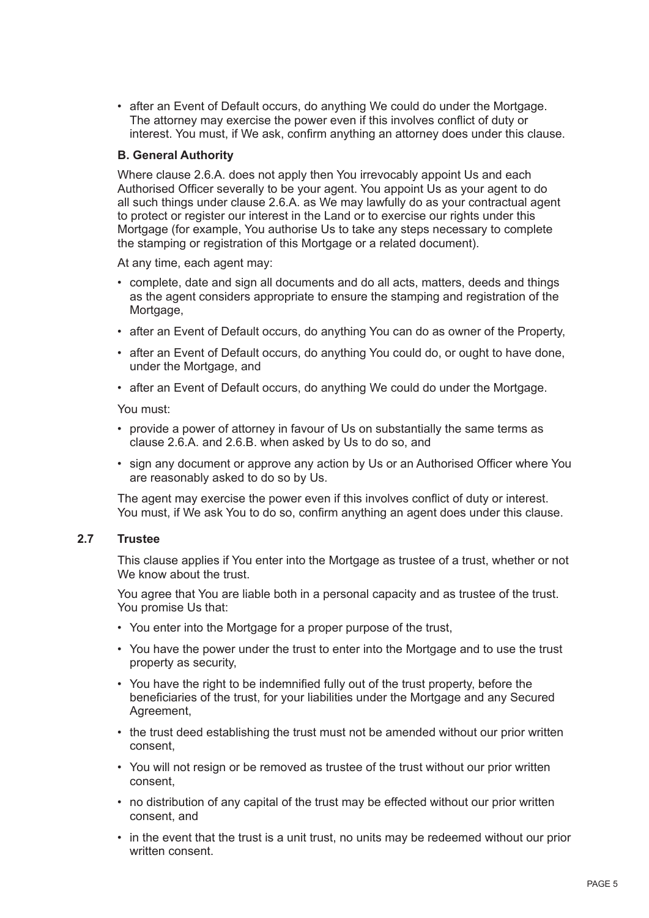- after an Event of Default occurs, do anything We could do under the Mortgage. The attorney may exercise the power even if this involves conflict of duty or interest. You must, if We ask, confirm anything an attorney does under this clause.

**B. General Authority**

Where clause 2.6.A. does not apply then You irrevocably appoint Us and each Authorised Officer severally to be your agent. You appoint Us as your agent to do all such things under clause 2.6.A. as We may lawfully do as your contractual agent to protect or register our interest in the Land or to exercise our rights under this Mortgage (for example, You authorise Us to take any steps necessary to complete the stamping or registration of this Mortgage or a related document).

At any time, each agent may:

- complete, date and sign all documents and do all acts, matters, deeds and things as the agent considers appropriate to ensure the stamping and registration of the Mortgage,
- after an Event of Default occurs, do anything You can do as owner of the Property,
- after an Event of Default occurs, do anything You could do, or ought to have done, under the Mortgage, and
- after an Event of Default occurs, do anything We could do under the Mortgage.

You must:

- provide a power of attorney in favour of Us on substantially the same terms as clause 2.6.A. and 2.6.B. when asked by Us to do so, and
- sign any document or approve any action by Us or an Authorised Officer where You are reasonably asked to do so by Us.

The agent may exercise the power even if this involves conflict of duty or interest. You must, if We ask You to do so, confirm anything an agent does under this clause.

### 2.7 Trustee

This clause applies if You enter into the Mortgage as trustee of a trust, whether or not We know about the trust.

You agree that You are liable both in a personal capacity and as trustee of the trust. You promise Us that:

- You enter into the Mortgage for a proper purpose of the trust,
- You have the power under the trust to enter into the Mortgage and to use the trust property as security,
- You have the right to be indemnified fully out of the trust property, before the beneficiaries of the trust, for your liabilities under the Mortgage and any Secured Agreement,
- the trust deed establishing the trust must not be amended without our prior written consent,
- You will not resign or be removed as trustee of the trust without our prior written consent,
- no distribution of any capital of the trust may be effected without our prior written consent, and
- in the event that the trust is a unit trust, no units may be redeemed without our prior written consent.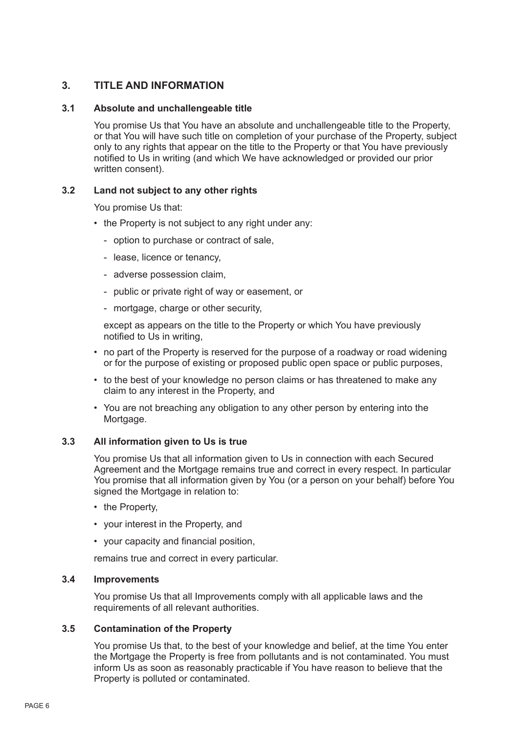## 3. TITLE AND INFORMATION

### 3.1 Absolute and unchallengeable title

You promise Us that You have an absolute and unchallengeable title to the Property, or that You will have such title on completion of your purchase of the Property, subject only to any rights that appear on the title to the Property or that You have previously notified to Us in writing (and which We have acknowledged or provided our prior written consent).

### 3.2 Land not subject to any other rights

You promise Us that:

- the Property is not subject to any right under any:
  - option to purchase or contract of sale,
  - lease, licence or tenancy,
  - adverse possession claim,
  - public or private right of way or easement, or
  - mortgage, charge or other security,

  except as appears on the title to the Property or which You have previously notified to Us in writing,
- no part of the Property is reserved for the purpose of a roadway or road widening or for the purpose of existing or proposed public open space or public purposes,
- to the best of your knowledge no person claims or has threatened to make any claim to any interest in the Property, and
- You are not breaching any obligation to any other person by entering into the Mortgage.

### 3.3 All information given to Us is true

You promise Us that all information given to Us in connection with each Secured Agreement and the Mortgage remains true and correct in every respect. In particular You promise that all information given by You (or a person on your behalf) before You signed the Mortgage in relation to:

- the Property,
- your interest in the Property, and
- your capacity and financial position,

remains true and correct in every particular.

### 3.4 Improvements

You promise Us that all Improvements comply with all applicable laws and the requirements of all relevant authorities.

### 3.5 Contamination of the Property

You promise Us that, to the best of your knowledge and belief, at the time You enter the Mortgage the Property is free from pollutants and is not contaminated. You must inform Us as soon as reasonably practicable if You have reason to believe that the Property is polluted or contaminated.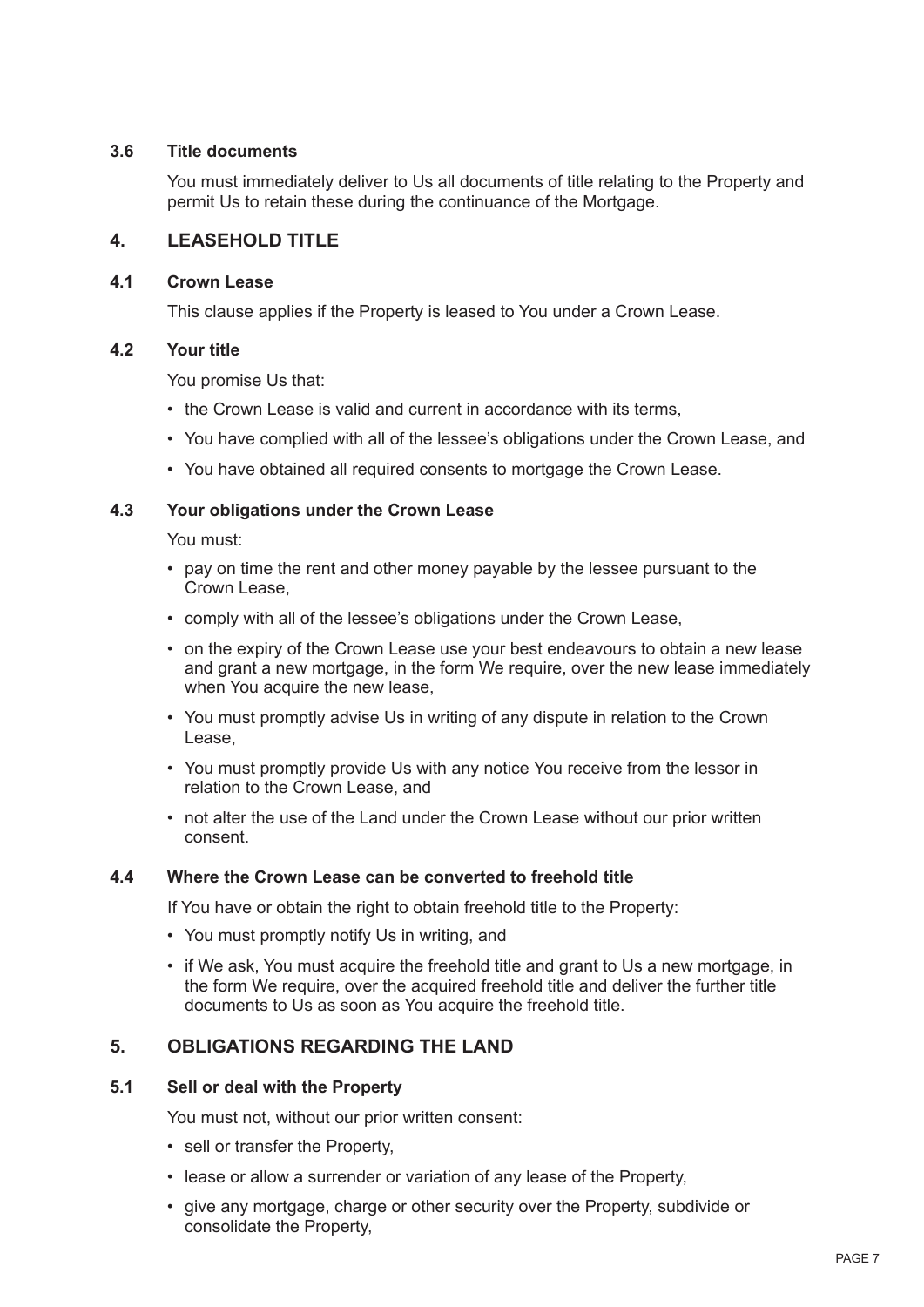### 3.6 Title documents

You must immediately deliver to Us all documents of title relating to the Property and permit Us to retain these during the continuance of the Mortgage.

## 4. LEASEHOLD TITLE

### 4.1 Crown Lease

This clause applies if the Property is leased to You under a Crown Lease.

### 4.2 Your title

You promise Us that:

- the Crown Lease is valid and current in accordance with its terms,
- You have complied with all of the lessee's obligations under the Crown Lease, and
- You have obtained all required consents to mortgage the Crown Lease.

### 4.3 Your obligations under the Crown Lease

You must:

- pay on time the rent and other money payable by the lessee pursuant to the Crown Lease,
- comply with all of the lessee's obligations under the Crown Lease,
- on the expiry of the Crown Lease use your best endeavours to obtain a new lease and grant a new mortgage, in the form We require, over the new lease immediately when You acquire the new lease,
- You must promptly advise Us in writing of any dispute in relation to the Crown Lease,
- You must promptly provide Us with any notice You receive from the lessor in relation to the Crown Lease, and
- not alter the use of the Land under the Crown Lease without our prior written consent.

### 4.4 Where the Crown Lease can be converted to freehold title

If You have or obtain the right to obtain freehold title to the Property:

- You must promptly notify Us in writing, and
- if We ask, You must acquire the freehold title and grant to Us a new mortgage, in the form We require, over the acquired freehold title and deliver the further title documents to Us as soon as You acquire the freehold title.

## 5. OBLIGATIONS REGARDING THE LAND

### 5.1 Sell or deal with the Property

You must not, without our prior written consent:

- sell or transfer the Property,
- lease or allow a surrender or variation of any lease of the Property,
- give any mortgage, charge or other security over the Property, subdivide or consolidate the Property,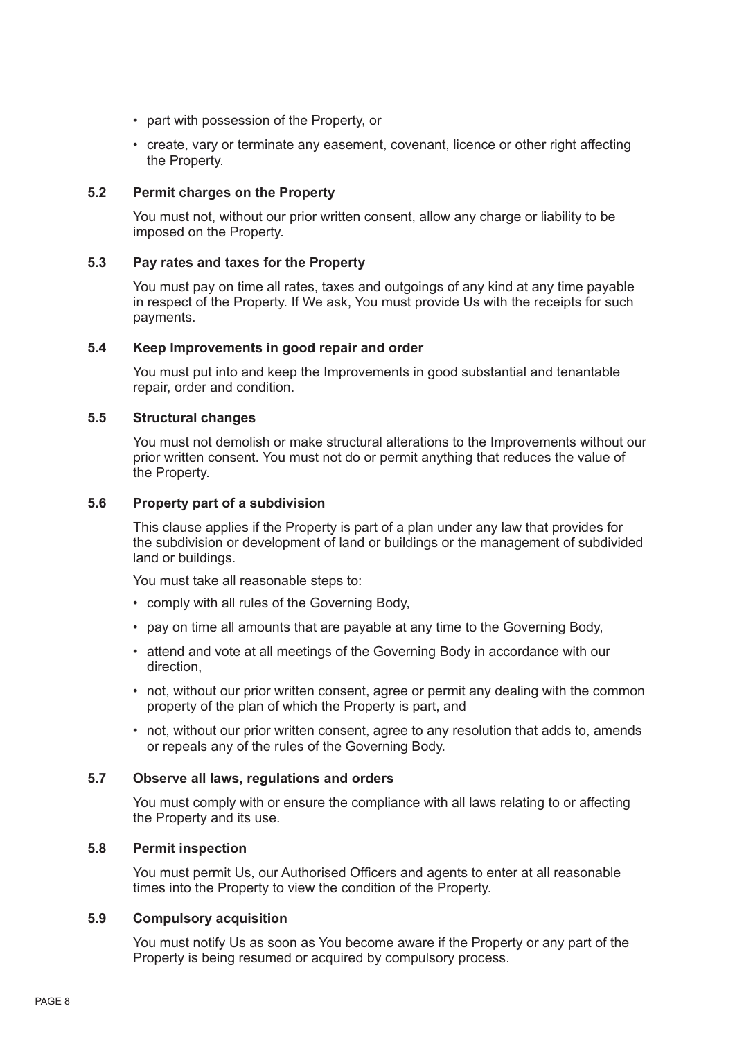- part with possession of the Property, or
- create, vary or terminate any easement, covenant, licence or other right affecting the Property.

### 5.2 Permit charges on the Property

You must not, without our prior written consent, allow any charge or liability to be imposed on the Property.

### 5.3 Pay rates and taxes for the Property

You must pay on time all rates, taxes and outgoings of any kind at any time payable in respect of the Property. If We ask, You must provide Us with the receipts for such payments.

### 5.4 Keep Improvements in good repair and order

You must put into and keep the Improvements in good substantial and tenantable repair, order and condition.

### 5.5 Structural changes

You must not demolish or make structural alterations to the Improvements without our prior written consent. You must not do or permit anything that reduces the value of the Property.

### 5.6 Property part of a subdivision

This clause applies if the Property is part of a plan under any law that provides for the subdivision or development of land or buildings or the management of subdivided land or buildings.

You must take all reasonable steps to:

- comply with all rules of the Governing Body,
- pay on time all amounts that are payable at any time to the Governing Body,
- attend and vote at all meetings of the Governing Body in accordance with our direction,
- not, without our prior written consent, agree or permit any dealing with the common property of the plan of which the Property is part, and
- not, without our prior written consent, agree to any resolution that adds to, amends or repeals any of the rules of the Governing Body.

### 5.7 Observe all laws, regulations and orders

You must comply with or ensure the compliance with all laws relating to or affecting the Property and its use.

### 5.8 Permit inspection

You must permit Us, our Authorised Officers and agents to enter at all reasonable times into the Property to view the condition of the Property.

### 5.9 Compulsory acquisition

You must notify Us as soon as You become aware if the Property or any part of the Property is being resumed or acquired by compulsory process.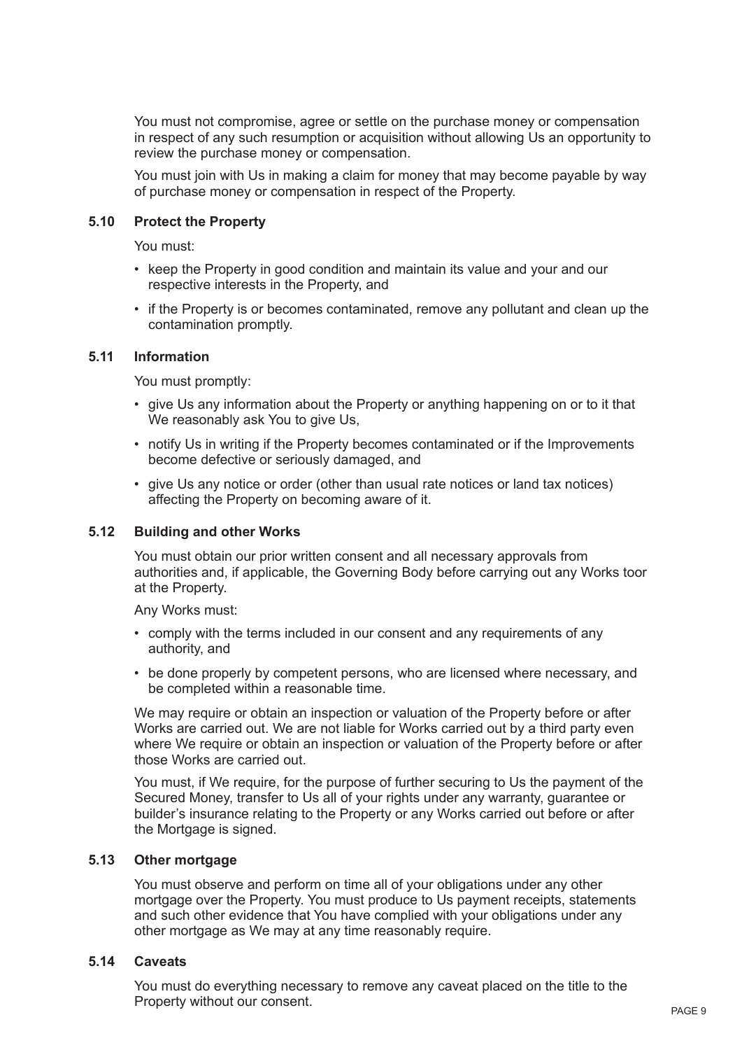You must not compromise, agree or settle on the purchase money or compensation in respect of any such resumption or acquisition without allowing Us an opportunity to review the purchase money or compensation.

You must join with Us in making a claim for money that may become payable by way of purchase money or compensation in respect of the Property.

### 5.10 Protect the Property

You must:

- keep the Property in good condition and maintain its value and your and our respective interests in the Property, and
- if the Property is or becomes contaminated, remove any pollutant and clean up the contamination promptly.

### 5.11 Information

You must promptly:

- give Us any information about the Property or anything happening on or to it that We reasonably ask You to give Us,
- notify Us in writing if the Property becomes contaminated or if the Improvements become defective or seriously damaged, and
- give Us any notice or order (other than usual rate notices or land tax notices) affecting the Property on becoming aware of it.

### 5.12 Building and other Works

You must obtain our prior written consent and all necessary approvals from authorities and, if applicable, the Governing Body before carrying out any Works toor at the Property.

Any Works must:

- comply with the terms included in our consent and any requirements of any authority, and
- be done properly by competent persons, who are licensed where necessary, and be completed within a reasonable time.

We may require or obtain an inspection or valuation of the Property before or after Works are carried out. We are not liable for Works carried out by a third party even where We require or obtain an inspection or valuation of the Property before or after those Works are carried out.

You must, if We require, for the purpose of further securing to Us the payment of the Secured Money, transfer to Us all of your rights under any warranty, guarantee or builder's insurance relating to the Property or any Works carried out before or after the Mortgage is signed.

### 5.13 Other mortgage

You must observe and perform on time all of your obligations under any other mortgage over the Property. You must produce to Us payment receipts, statements and such other evidence that You have complied with your obligations under any other mortgage as We may at any time reasonably require.

### 5.14 Caveats

You must do everything necessary to remove any caveat placed on the title to the Property without our consent.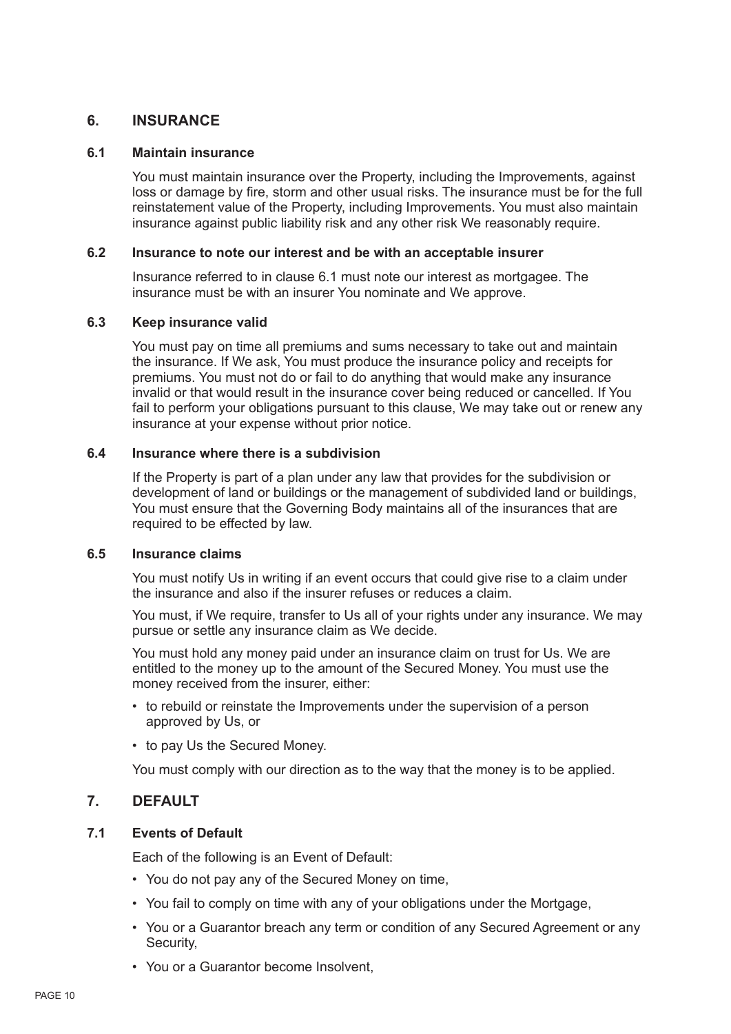## 6. INSURANCE

### 6.1 Maintain insurance

You must maintain insurance over the Property, including the Improvements, against loss or damage by fire, storm and other usual risks. The insurance must be for the full reinstatement value of the Property, including Improvements. You must also maintain insurance against public liability risk and any other risk We reasonably require.

### 6.2 Insurance to note our interest and be with an acceptable insurer

Insurance referred to in clause 6.1 must note our interest as mortgagee. The insurance must be with an insurer You nominate and We approve.

### 6.3 Keep insurance valid

You must pay on time all premiums and sums necessary to take out and maintain the insurance. If We ask, You must produce the insurance policy and receipts for premiums. You must not do or fail to do anything that would make any insurance invalid or that would result in the insurance cover being reduced or cancelled. If You fail to perform your obligations pursuant to this clause, We may take out or renew any insurance at your expense without prior notice.

### 6.4 Insurance where there is a subdivision

If the Property is part of a plan under any law that provides for the subdivision or development of land or buildings or the management of subdivided land or buildings, You must ensure that the Governing Body maintains all of the insurances that are required to be effected by law.

### 6.5 Insurance claims

You must notify Us in writing if an event occurs that could give rise to a claim under the insurance and also if the insurer refuses or reduces a claim.

You must, if We require, transfer to Us all of your rights under any insurance. We may pursue or settle any insurance claim as We decide.

You must hold any money paid under an insurance claim on trust for Us. We are entitled to the money up to the amount of the Secured Money. You must use the money received from the insurer, either:

- to rebuild or reinstate the Improvements under the supervision of a person approved by Us, or
- to pay Us the Secured Money.

You must comply with our direction as to the way that the money is to be applied.

## 7. DEFAULT

### 7.1 Events of Default

Each of the following is an Event of Default:

- You do not pay any of the Secured Money on time,
- You fail to comply on time with any of your obligations under the Mortgage,
- You or a Guarantor breach any term or condition of any Secured Agreement or any Security,
- You or a Guarantor become Insolvent,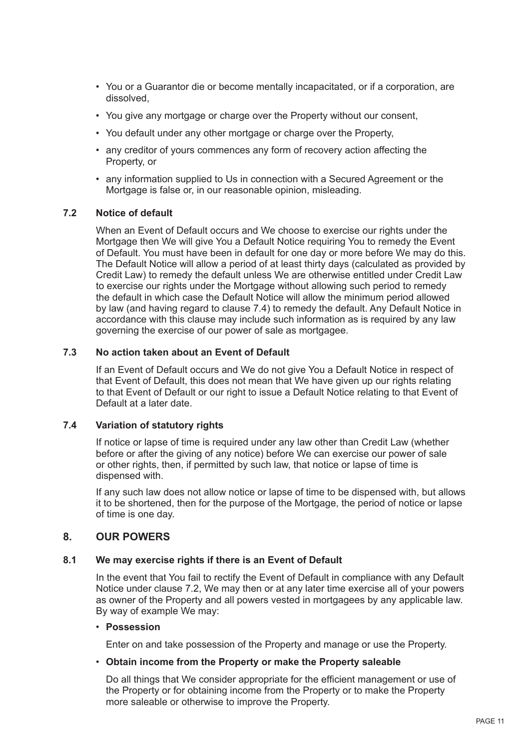- You or a Guarantor die or become mentally incapacitated, or if a corporation, are dissolved,
- You give any mortgage or charge over the Property without our consent,
- You default under any other mortgage or charge over the Property,
- any creditor of yours commences any form of recovery action affecting the Property, or
- any information supplied to Us in connection with a Secured Agreement or the Mortgage is false or, in our reasonable opinion, misleading.

### 7.2 Notice of default

When an Event of Default occurs and We choose to exercise our rights under the Mortgage then We will give You a Default Notice requiring You to remedy the Event of Default. You must have been in default for one day or more before We may do this. The Default Notice will allow a period of at least thirty days (calculated as provided by Credit Law) to remedy the default unless We are otherwise entitled under Credit Law to exercise our rights under the Mortgage without allowing such period to remedy the default in which case the Default Notice will allow the minimum period allowed by law (and having regard to clause 7.4) to remedy the default. Any Default Notice in accordance with this clause may include such information as is required by any law governing the exercise of our power of sale as mortgagee.

### 7.3 No action taken about an Event of Default

If an Event of Default occurs and We do not give You a Default Notice in respect of that Event of Default, this does not mean that We have given up our rights relating to that Event of Default or our right to issue a Default Notice relating to that Event of Default at a later date.

### 7.4 Variation of statutory rights

If notice or lapse of time is required under any law other than Credit Law (whether before or after the giving of any notice) before We can exercise our power of sale or other rights, then, if permitted by such law, that notice or lapse of time is dispensed with.

If any such law does not allow notice or lapse of time to be dispensed with, but allows it to be shortened, then for the purpose of the Mortgage, the period of notice or lapse of time is one day.

## 8. OUR POWERS

### 8.1 We may exercise rights if there is an Event of Default

In the event that You fail to rectify the Event of Default in compliance with any Default Notice under clause 7.2, We may then or at any later time exercise all of your powers as owner of the Property and all powers vested in mortgagees by any applicable law. By way of example We may:

- **Possession**

  Enter on and take possession of the Property and manage or use the Property.

- **Obtain income from the Property or make the Property saleable**

  Do all things that We consider appropriate for the efficient management or use of the Property or for obtaining income from the Property or to make the Property more saleable or otherwise to improve the Property.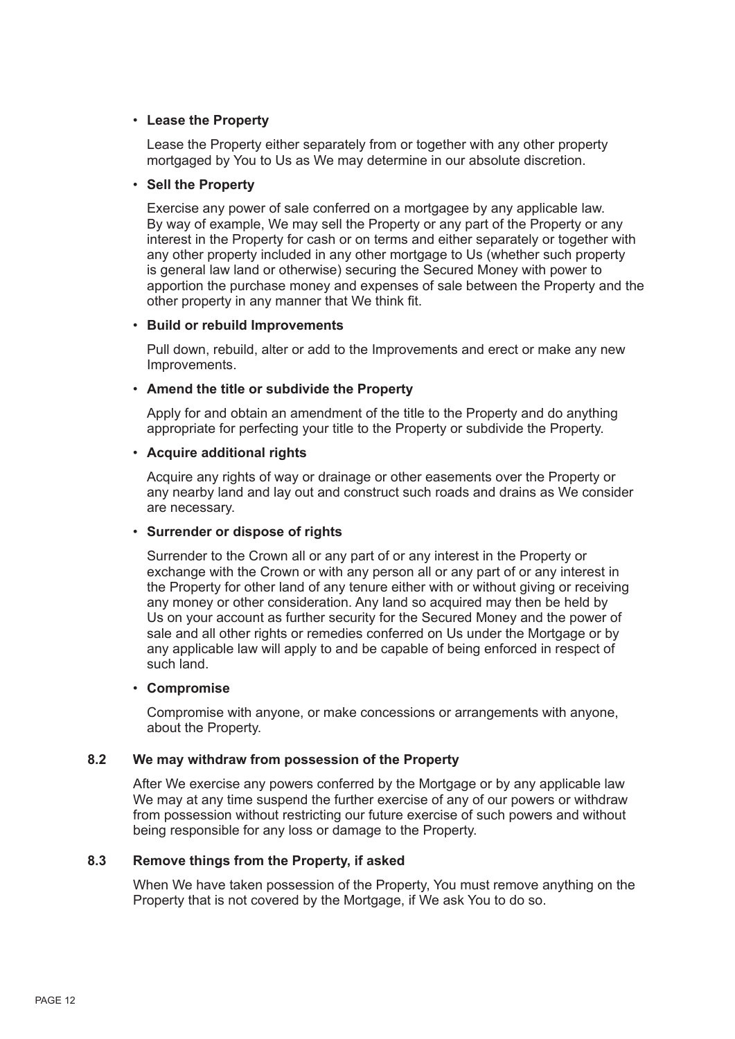- **Lease the Property**

  Lease the Property either separately from or together with any other property mortgaged by You to Us as We may determine in our absolute discretion.

- **Sell the Property**

  Exercise any power of sale conferred on a mortgagee by any applicable law. By way of example, We may sell the Property or any part of the Property or any interest in the Property for cash or on terms and either separately or together with any other property included in any other mortgage to Us (whether such property is general law land or otherwise) securing the Secured Money with power to apportion the purchase money and expenses of sale between the Property and the other property in any manner that We think fit.

- **Build or rebuild Improvements**

  Pull down, rebuild, alter or add to the Improvements and erect or make any new Improvements.

- **Amend the title or subdivide the Property**

  Apply for and obtain an amendment of the title to the Property and do anything appropriate for perfecting your title to the Property or subdivide the Property.

- **Acquire additional rights**

  Acquire any rights of way or drainage or other easements over the Property or any nearby land and lay out and construct such roads and drains as We consider are necessary.

- **Surrender or dispose of rights**

  Surrender to the Crown all or any part of or any interest in the Property or exchange with the Crown or with any person all or any part of or any interest in the Property for other land of any tenure either with or without giving or receiving any money or other consideration. Any land so acquired may then be held by Us on your account as further security for the Secured Money and the power of sale and all other rights or remedies conferred on Us under the Mortgage or by any applicable law will apply to and be capable of being enforced in respect of such land.

- **Compromise**

  Compromise with anyone, or make concessions or arrangements with anyone, about the Property.

### 8.2 We may withdraw from possession of the Property

After We exercise any powers conferred by the Mortgage or by any applicable law We may at any time suspend the further exercise of any of our powers or withdraw from possession without restricting our future exercise of such powers and without being responsible for any loss or damage to the Property.

### 8.3 Remove things from the Property, if asked

When We have taken possession of the Property, You must remove anything on the Property that is not covered by the Mortgage, if We ask You to do so.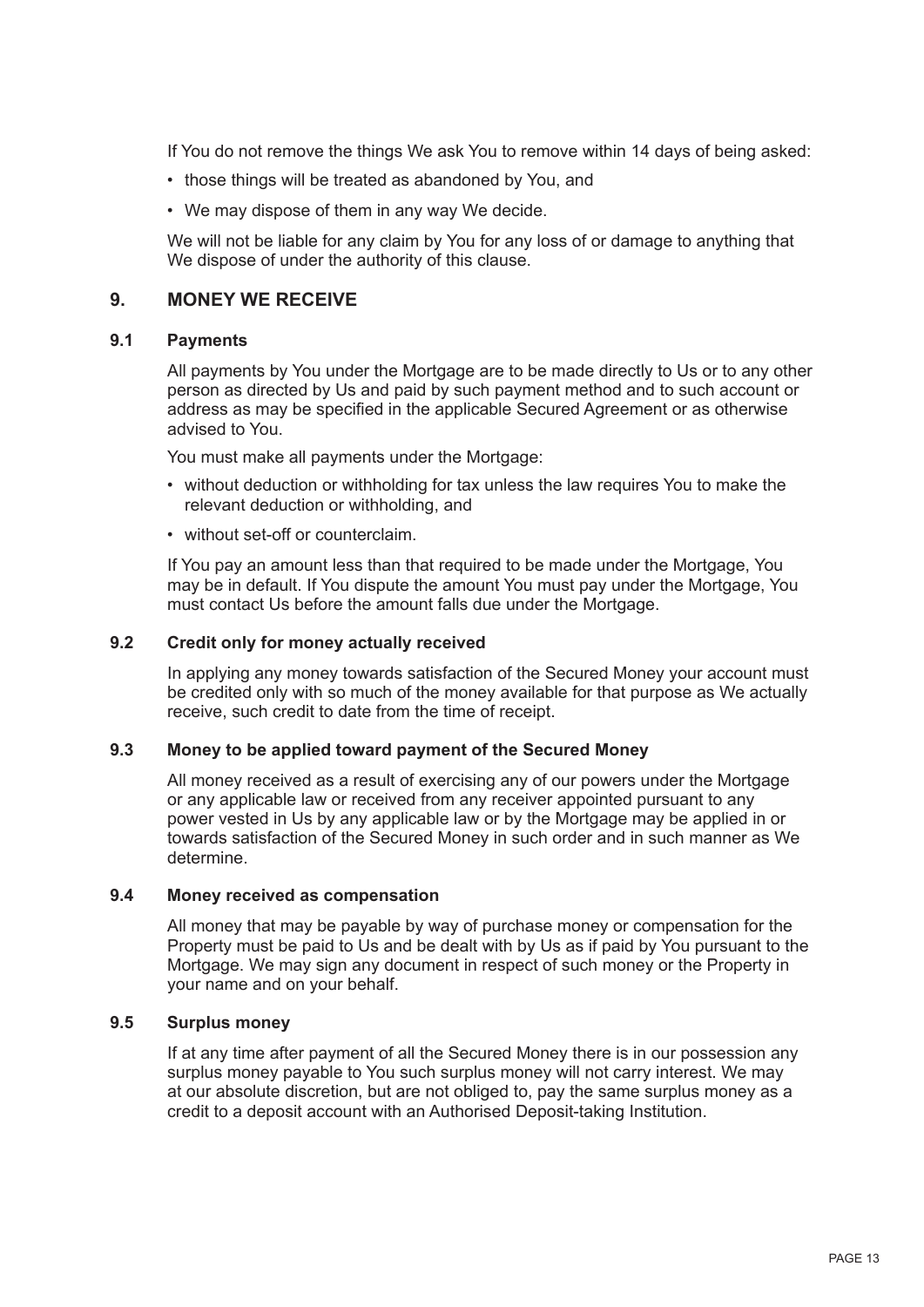If You do not remove the things We ask You to remove within 14 days of being asked:

- those things will be treated as abandoned by You, and
- We may dispose of them in any way We decide.

We will not be liable for any claim by You for any loss of or damage to anything that We dispose of under the authority of this clause.

## 9. MONEY WE RECEIVE

### 9.1 Payments

All payments by You under the Mortgage are to be made directly to Us or to any other person as directed by Us and paid by such payment method and to such account or address as may be specified in the applicable Secured Agreement or as otherwise advised to You.

You must make all payments under the Mortgage:

- without deduction or withholding for tax unless the law requires You to make the relevant deduction or withholding, and
- without set-off or counterclaim.

If You pay an amount less than that required to be made under the Mortgage, You may be in default. If You dispute the amount You must pay under the Mortgage, You must contact Us before the amount falls due under the Mortgage.

### 9.2 Credit only for money actually received

In applying any money towards satisfaction of the Secured Money your account must be credited only with so much of the money available for that purpose as We actually receive, such credit to date from the time of receipt.

### 9.3 Money to be applied toward payment of the Secured Money

All money received as a result of exercising any of our powers under the Mortgage or any applicable law or received from any receiver appointed pursuant to any power vested in Us by any applicable law or by the Mortgage may be applied in or towards satisfaction of the Secured Money in such order and in such manner as We determine.

### 9.4 Money received as compensation

All money that may be payable by way of purchase money or compensation for the Property must be paid to Us and be dealt with by Us as if paid by You pursuant to the Mortgage. We may sign any document in respect of such money or the Property in your name and on your behalf.

### 9.5 Surplus money

If at any time after payment of all the Secured Money there is in our possession any surplus money payable to You such surplus money will not carry interest. We may at our absolute discretion, but are not obliged to, pay the same surplus money as a credit to a deposit account with an Authorised Deposit-taking Institution.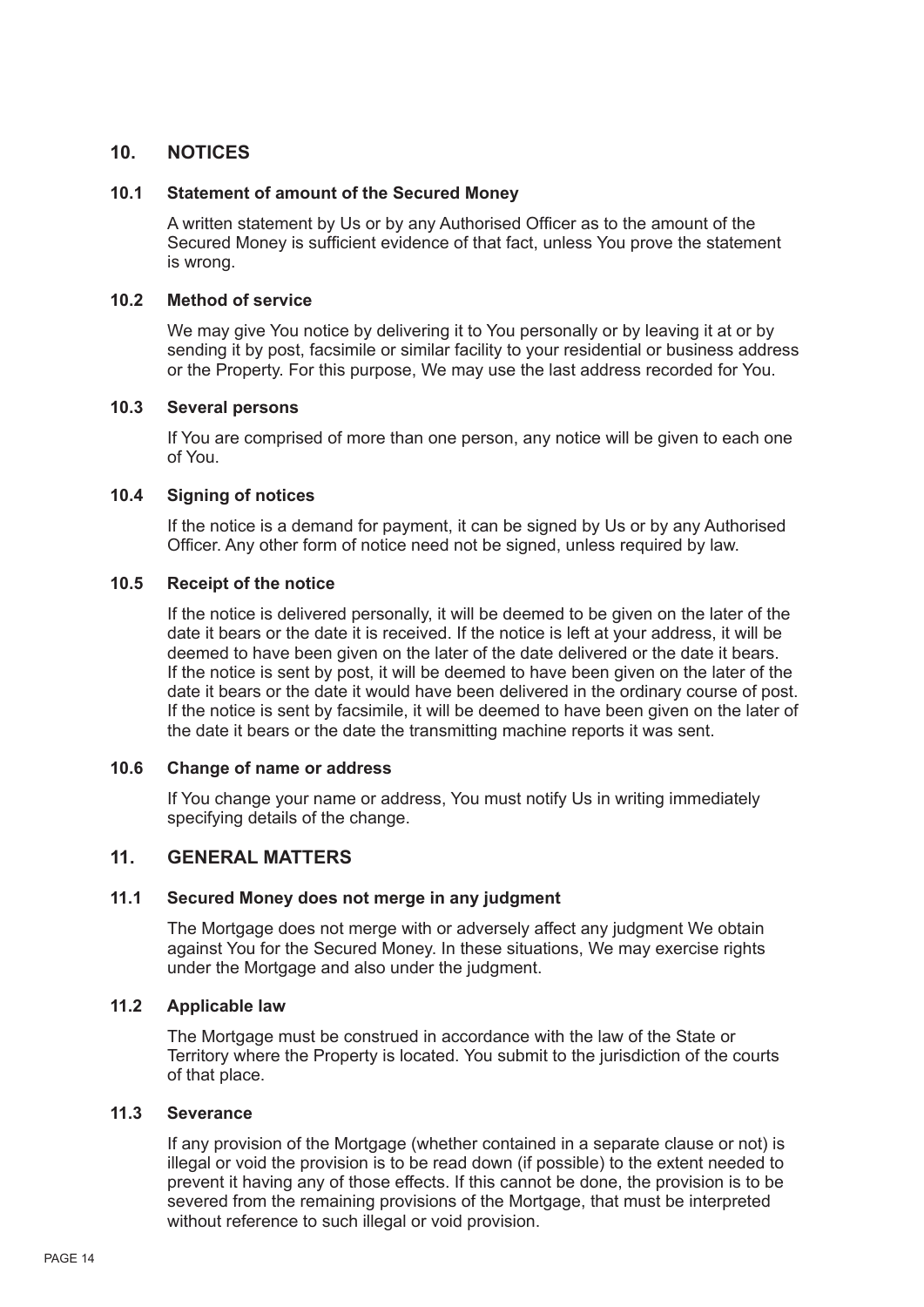## 10. NOTICES

### 10.1 Statement of amount of the Secured Money

A written statement by Us or by any Authorised Officer as to the amount of the Secured Money is sufficient evidence of that fact, unless You prove the statement is wrong.

### 10.2 Method of service

We may give You notice by delivering it to You personally or by leaving it at or by sending it by post, facsimile or similar facility to your residential or business address or the Property. For this purpose, We may use the last address recorded for You.

### 10.3 Several persons

If You are comprised of more than one person, any notice will be given to each one of You.

### 10.4 Signing of notices

If the notice is a demand for payment, it can be signed by Us or by any Authorised Officer. Any other form of notice need not be signed, unless required by law.

### 10.5 Receipt of the notice

If the notice is delivered personally, it will be deemed to be given on the later of the date it bears or the date it is received. If the notice is left at your address, it will be deemed to have been given on the later of the date delivered or the date it bears. If the notice is sent by post, it will be deemed to have been given on the later of the date it bears or the date it would have been delivered in the ordinary course of post. If the notice is sent by facsimile, it will be deemed to have been given on the later of the date it bears or the date the transmitting machine reports it was sent.

### 10.6 Change of name or address

If You change your name or address, You must notify Us in writing immediately specifying details of the change.

## 11. GENERAL MATTERS

### 11.1 Secured Money does not merge in any judgment

The Mortgage does not merge with or adversely affect any judgment We obtain against You for the Secured Money. In these situations, We may exercise rights under the Mortgage and also under the judgment.

### 11.2 Applicable law

The Mortgage must be construed in accordance with the law of the State or Territory where the Property is located. You submit to the jurisdiction of the courts of that place.

### 11.3 Severance

If any provision of the Mortgage (whether contained in a separate clause or not) is illegal or void the provision is to be read down (if possible) to the extent needed to prevent it having any of those effects. If this cannot be done, the provision is to be severed from the remaining provisions of the Mortgage, that must be interpreted without reference to such illegal or void provision.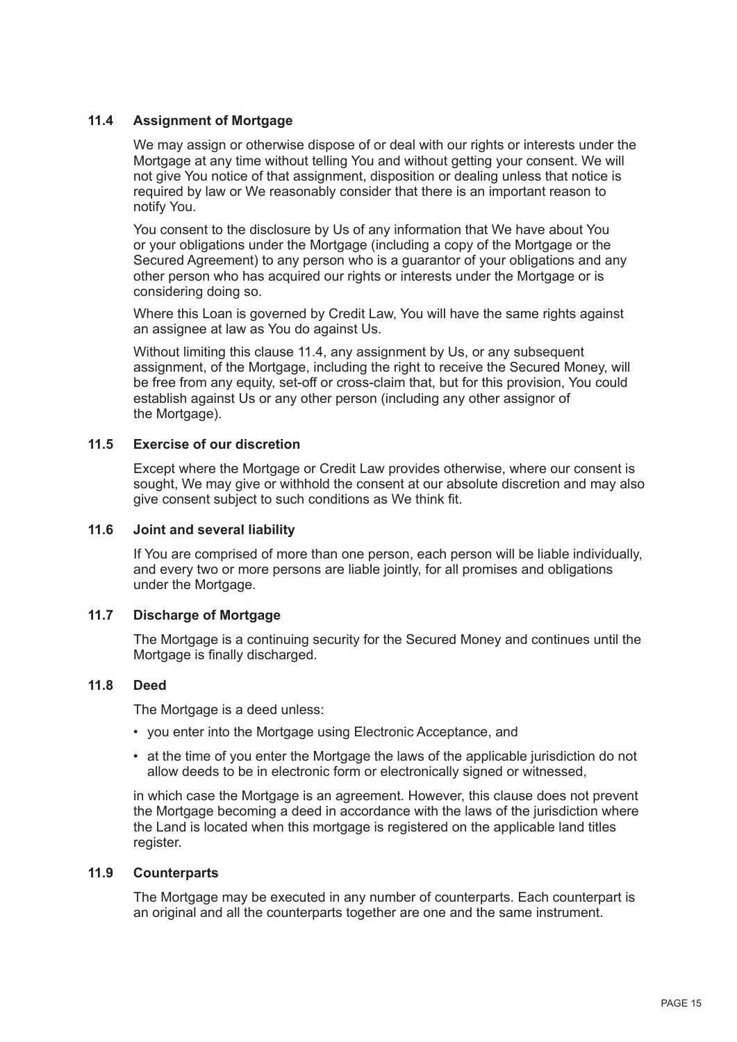### 11.4 Assignment of Mortgage

We may assign or otherwise dispose of or deal with our rights or interests under the Mortgage at any time without telling You and without getting your consent. We will not give You notice of that assignment, disposition or dealing unless that notice is required by law or We reasonably consider that there is an important reason to notify You.

You consent to the disclosure by Us of any information that We have about You or your obligations under the Mortgage (including a copy of the Mortgage or the Secured Agreement) to any person who is a guarantor of your obligations and any other person who has acquired our rights or interests under the Mortgage or is considering doing so.

Where this Loan is governed by Credit Law, You will have the same rights against an assignee at law as You do against Us.

Without limiting this clause 11.4, any assignment by Us, or any subsequent assignment, of the Mortgage, including the right to receive the Secured Money, will be free from any equity, set-off or cross-claim that, but for this provision, You could establish against Us or any other person (including any other assignor of the Mortgage).

### 11.5 Exercise of our discretion

Except where the Mortgage or Credit Law provides otherwise, where our consent is sought, We may give or withhold the consent at our absolute discretion and may also give consent subject to such conditions as We think fit.

### 11.6 Joint and several liability

If You are comprised of more than one person, each person will be liable individually, and every two or more persons are liable jointly, for all promises and obligations under the Mortgage.

### 11.7 Discharge of Mortgage

The Mortgage is a continuing security for the Secured Money and continues until the Mortgage is finally discharged.

### 11.8 Deed

The Mortgage is a deed unless:

- you enter into the Mortgage using Electronic Acceptance, and
- at the time of you enter the Mortgage the laws of the applicable jurisdiction do not allow deeds to be in electronic form or electronically signed or witnessed,

in which case the Mortgage is an agreement. However, this clause does not prevent the Mortgage becoming a deed in accordance with the laws of the jurisdiction where the Land is located when this mortgage is registered on the applicable land titles register.

### 11.9 Counterparts

The Mortgage may be executed in any number of counterparts. Each counterpart is an original and all the counterparts together are one and the same instrument.